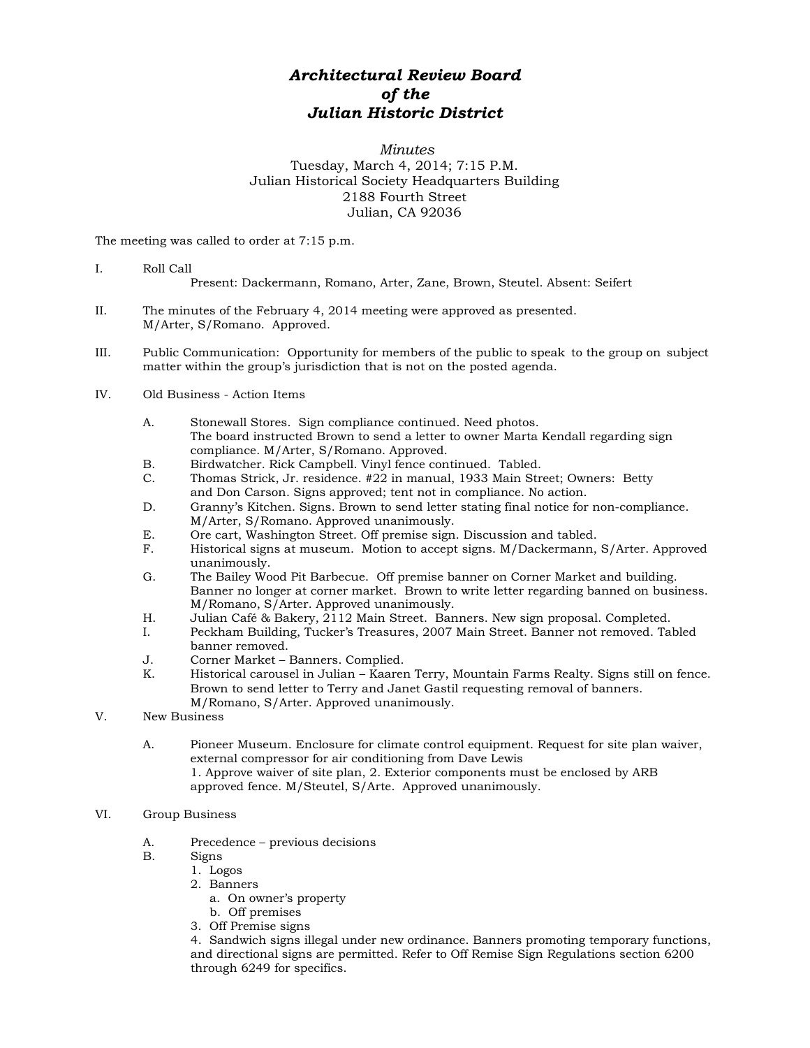# *Architectural Review Board of the Julian Historic District*

*Minutes*
Tuesday, March 4, 2014; 7:15 P.M.
Julian Historical Society Headquarters Building
2188 Fourth Street
Julian, CA 92036

The meeting was called to order at 7:15 p.m.

I. Roll Call
Present: Dackermann, Romano, Arter, Zane, Brown, Steutel. Absent: Seifert

II. The minutes of the February 4, 2014 meeting were approved as presented.
M/Arter, S/Romano. Approved.

III. Public Communication: Opportunity for members of the public to speak to the group on subject matter within the group's jurisdiction that is not on the posted agenda.

IV. Old Business - Action Items

A. Stonewall Stores. Sign compliance continued. Need photos.
The board instructed Brown to send a letter to owner Marta Kendall regarding sign compliance. M/Arter, S/Romano. Approved.

B. Birdwatcher. Rick Campbell. Vinyl fence continued. Tabled.

C. Thomas Strick, Jr. residence. #22 in manual, 1933 Main Street; Owners: Betty and Don Carson. Signs approved; tent not in compliance. No action.

D. Granny's Kitchen. Signs. Brown to send letter stating final notice for non-compliance. M/Arter, S/Romano. Approved unanimously.

E. Ore cart, Washington Street. Off premise sign. Discussion and tabled.

F. Historical signs at museum. Motion to accept signs. M/Dackermann, S/Arter. Approved unanimously.

G. The Bailey Wood Pit Barbecue. Off premise banner on Corner Market and building. Banner no longer at corner market. Brown to write letter regarding banned on business. M/Romano, S/Arter. Approved unanimously.

H. Julian Café & Bakery, 2112 Main Street. Banners. New sign proposal. Completed.

I. Peckham Building, Tucker's Treasures, 2007 Main Street. Banner not removed. Tabled banner removed.

J. Corner Market – Banners. Complied.

K. Historical carousel in Julian – Kaaren Terry, Mountain Farms Realty. Signs still on fence. Brown to send letter to Terry and Janet Gastil requesting removal of banners. M/Romano, S/Arter. Approved unanimously.

V. New Business

A. Pioneer Museum. Enclosure for climate control equipment. Request for site plan waiver, external compressor for air conditioning from Dave Lewis
1. Approve waiver of site plan, 2. Exterior components must be enclosed by ARB approved fence. M/Steutel, S/Arte. Approved unanimously.

VI. Group Business

A. Precedence – previous decisions

B. Signs
1. Logos
2. Banners
   a. On owner's property
   b. Off premises
3. Off Premise signs
4. Sandwich signs illegal under new ordinance. Banners promoting temporary functions, and directional signs are permitted. Refer to Off Remise Sign Regulations section 6200 through 6249 for specifics.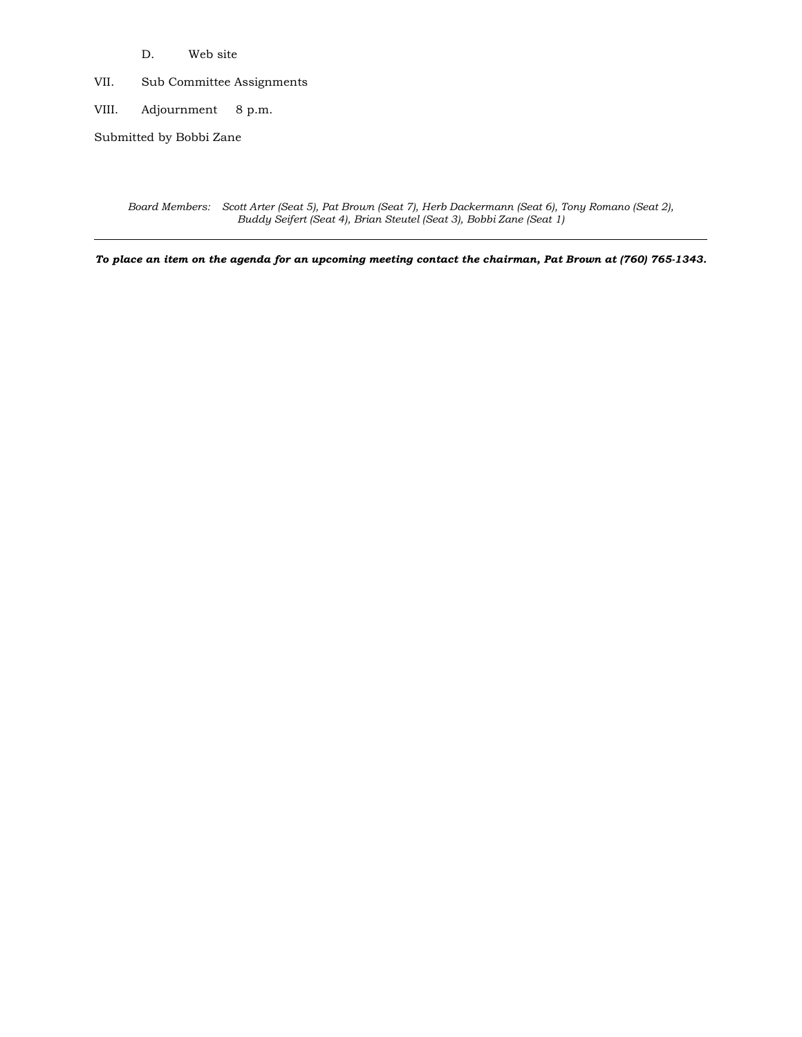D. Web site

VII. Sub Committee Assignments

VIII. Adjournment 8 p.m.

Submitted by Bobbi Zane

*Board Members: Scott Arter (Seat 5), Pat Brown (Seat 7), Herb Dackermann (Seat 6), Tony Romano (Seat 2), Buddy Seifert (Seat 4), Brian Steutel (Seat 3), Bobbi Zane (Seat 1)*

---

***To place an item on the agenda for an upcoming meeting contact the chairman, Pat Brown at (760) 765-1343.***